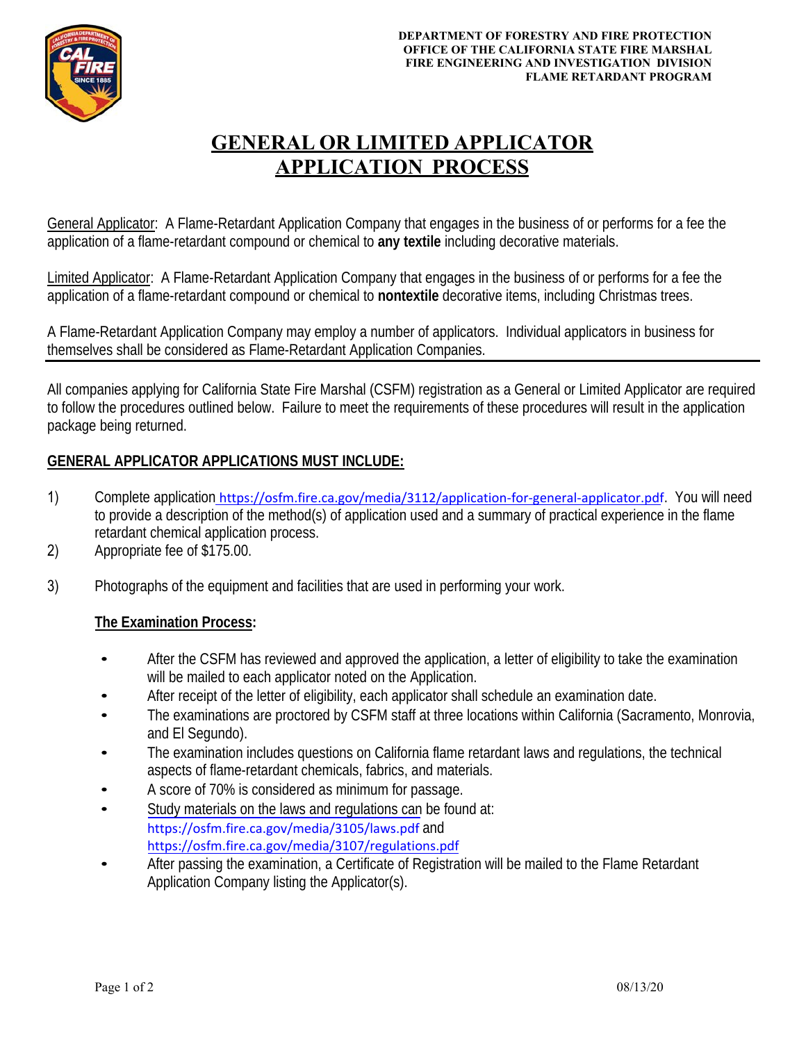DEPARTMENT OF FORESTRY AND FIRE PROTECTION
OFFICE OF THE CALIFORNIA STATE FIRE MARSHAL
FIRE ENGINEERING AND INVESTIGATION DIVISION
FLAME RETARDANT PROGRAM

# GENERAL OR LIMITED APPLICATOR APPLICATION PROCESS

General Applicator: A Flame-Retardant Application Company that engages in the business of or performs for a fee the application of a flame-retardant compound or chemical to **any textile** including decorative materials.

Limited Applicator: A Flame-Retardant Application Company that engages in the business of or performs for a fee the application of a flame-retardant compound or chemical to **nontextile** decorative items, including Christmas trees.

A Flame-Retardant Application Company may employ a number of applicators. Individual applicators in business for themselves shall be considered as Flame-Retardant Application Companies.

---

All companies applying for California State Fire Marshal (CSFM) registration as a General or Limited Applicator are required to follow the procedures outlined below. Failure to meet the requirements of these procedures will result in the application package being returned.

## GENERAL APPLICATOR APPLICATIONS MUST INCLUDE:

1) Complete application https://osfm.fire.ca.gov/media/3112/application-for-general-applicator.pdf. You will need to provide a description of the method(s) of application used and a summary of practical experience in the flame retardant chemical application process.
2) Appropriate fee of $175.00.
3) Photographs of the equipment and facilities that are used in performing your work.

### The Examination Process:

- After the CSFM has reviewed and approved the application, a letter of eligibility to take the examination will be mailed to each applicator noted on the Application.
- After receipt of the letter of eligibility, each applicator shall schedule an examination date.
- The examinations are proctored by CSFM staff at three locations within California (Sacramento, Monrovia, and El Segundo).
- The examination includes questions on California flame retardant laws and regulations, the technical aspects of flame-retardant chemicals, fabrics, and materials.
- A score of 70% is considered as minimum for passage.
- Study materials on the laws and regulations can be found at: https://osfm.fire.ca.gov/media/3105/laws.pdf and https://osfm.fire.ca.gov/media/3107/regulations.pdf
- After passing the examination, a Certificate of Registration will be mailed to the Flame Retardant Application Company listing the Applicator(s).

08/13/20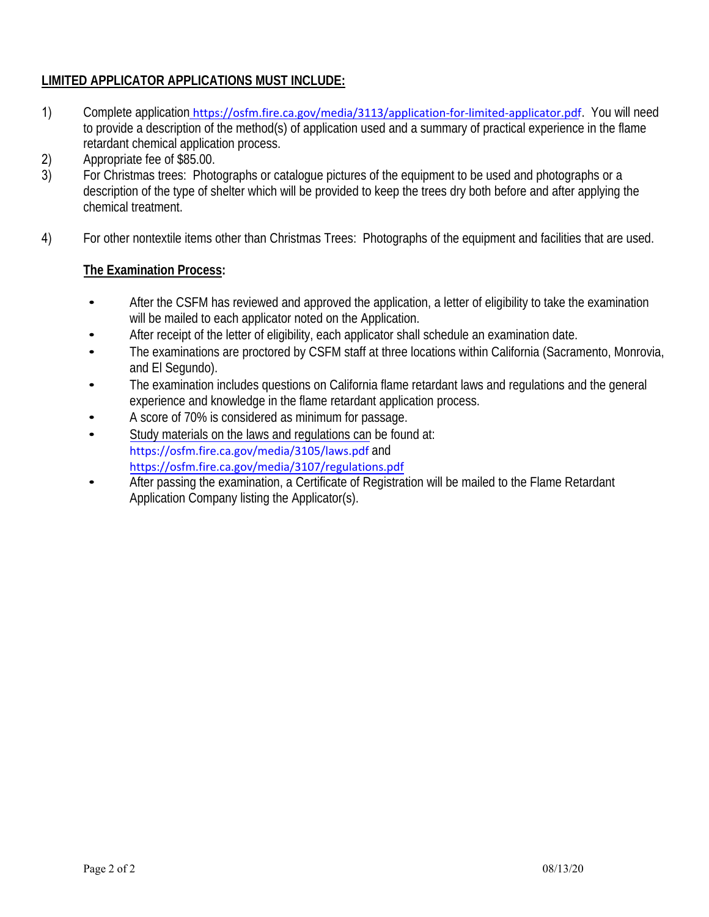**<u>LIMITED APPLICATOR APPLICATIONS MUST INCLUDE:</u>**

1) Complete application https://osfm.fire.ca.gov/media/3113/application-for-limited-applicator.pdf. You will need to provide a description of the method(s) of application used and a summary of practical experience in the flame retardant chemical application process.
2) Appropriate fee of $85.00.
3) For Christmas trees: Photographs or catalogue pictures of the equipment to be used and photographs or a description of the type of shelter which will be provided to keep the trees dry both before and after applying the chemical treatment.
4) For other nontextile items other than Christmas Trees: Photographs of the equipment and facilities that are used.

**<u>The Examination Process</u>:**

- After the CSFM has reviewed and approved the application, a letter of eligibility to take the examination will be mailed to each applicator noted on the Application.
- After receipt of the letter of eligibility, each applicator shall schedule an examination date.
- The examinations are proctored by CSFM staff at three locations within California (Sacramento, Monrovia, and El Segundo).
- The examination includes questions on California flame retardant laws and regulations and the general experience and knowledge in the flame retardant application process.
- A score of 70% is considered as minimum for passage.
- Study materials on the laws and regulations can be found at: https://osfm.fire.ca.gov/media/3105/laws.pdf and https://osfm.fire.ca.gov/media/3107/regulations.pdf
- After passing the examination, a Certificate of Registration will be mailed to the Flame Retardant Application Company listing the Applicator(s).